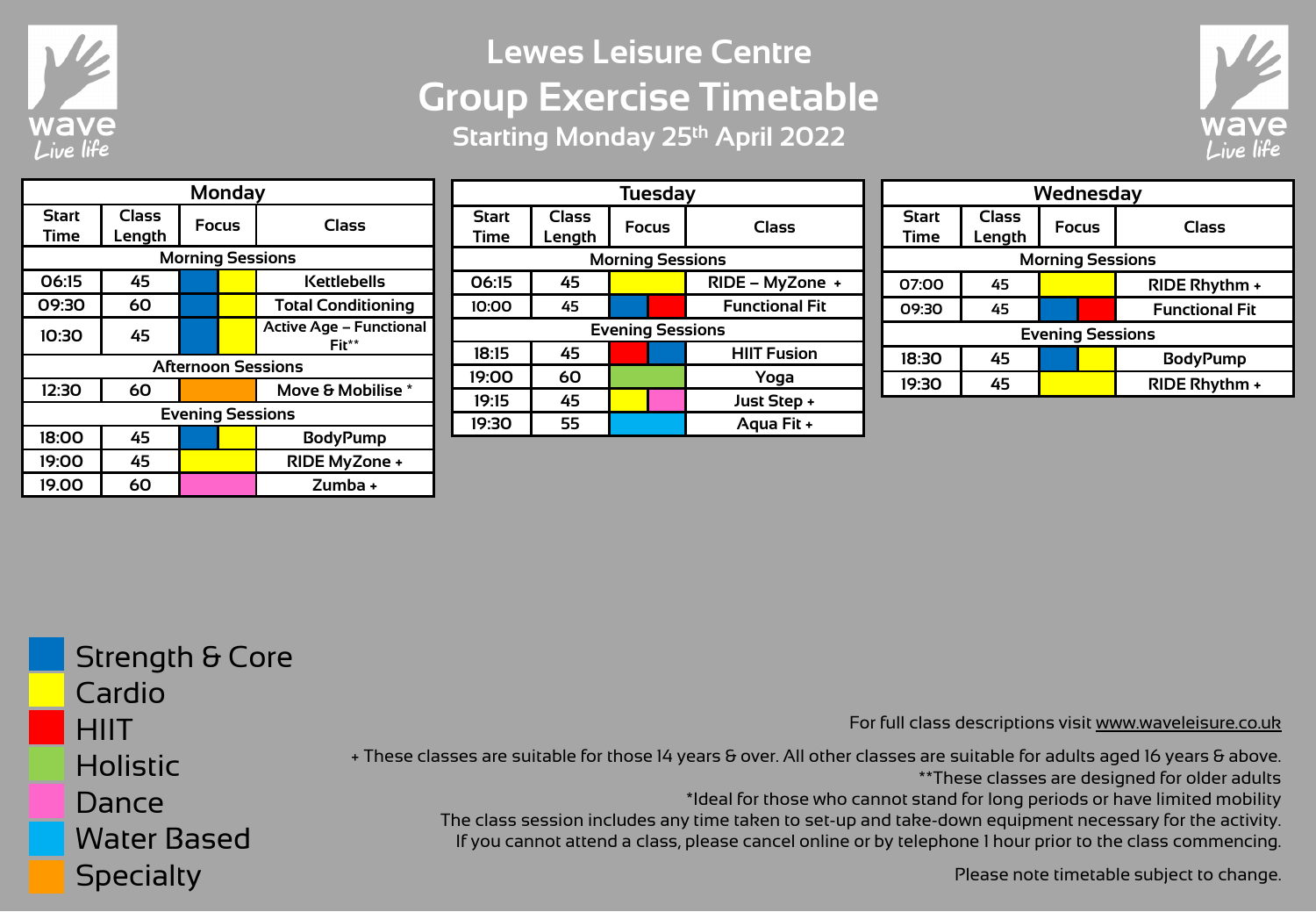# Lewes Leisure Centre

## Group Exercise Timetable

### Starting Monday 25th April 2022

### Monday

| Start Time | Class Length | Focus | Class |
|---|---|---|---|
| **Morning Sessions** | | | |
| 06:15 | 45 | Strength & Core / Cardio | Kettlebells |
| 09:30 | 60 | Strength & Core / Cardio | Total Conditioning |
| 10:30 | 45 | Strength & Core / Cardio | Active Age – Functional Fit** |
| **Afternoon Sessions** | | | |
| 12:30 | 60 | Specialty | Move & Mobilise * |
| **Evening Sessions** | | | |
| 18:00 | 45 | Strength & Core / Cardio | BodyPump |
| 19:00 | 45 | Cardio | RIDE MyZone + |
| 19.00 | 60 | Dance | Zumba + |

### Tuesday

| Start Time | Class Length | Focus | Class |
|---|---|---|---|
| **Morning Sessions** | | | |
| 06:15 | 45 | Cardio | RIDE – MyZone + |
| 10:00 | 45 | Strength & Core / HIIT | Functional Fit |
| **Evening Sessions** | | | |
| 18:15 | 45 | HIIT / Strength & Core | HIIT Fusion |
| 19:00 | 60 | Holistic | Yoga |
| 19:15 | 45 | Cardio / Dance | Just Step + |
| 19:30 | 55 | Water Based | Aqua Fit + |

### Wednesday

| Start Time | Class Length | Focus | Class |
|---|---|---|---|
| **Morning Sessions** | | | |
| 07:00 | 45 | Cardio | RIDE Rhythm + |
| 09:30 | 45 | Strength & Core / HIIT | Functional Fit |
| **Evening Sessions** | | | |
| 18:30 | 45 | Strength & Core / Cardio | BodyPump |
| 19:30 | 45 | Cardio | RIDE Rhythm + |

**Key:**

- Strength & Core
- Cardio
- HIIT
- Holistic
- Dance
- Water Based
- Specialty

For full class descriptions visit www.waveleisure.co.uk

+ These classes are suitable for those 14 years & over. All other classes are suitable for adults aged 16 years & above.

**These classes are designed for older adults

*Ideal for those who cannot stand for long periods or have limited mobility

The class session includes any time taken to set-up and take-down equipment necessary for the activity.

If you cannot attend a class, please cancel online or by telephone 1 hour prior to the class commencing.

Please note timetable subject to change.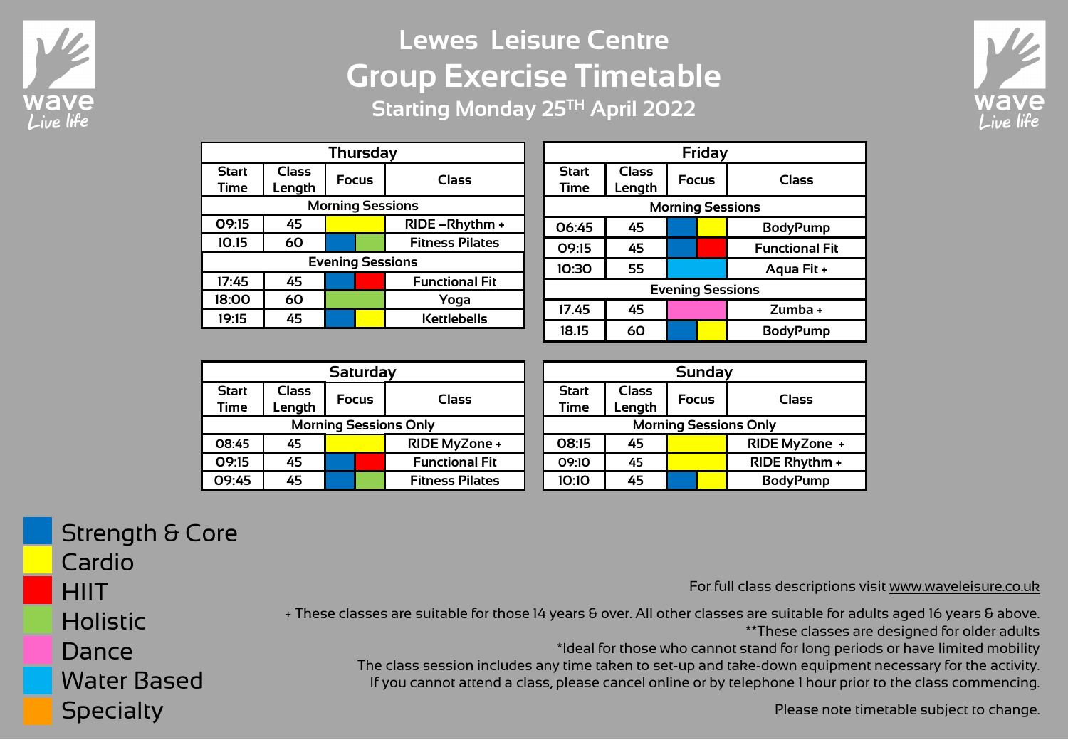# Lewes Leisure Centre

## Group Exercise Timetable

### Starting Monday 25TH April 2022

| Thursday | | | |
|---|---|---|---|
| **Start Time** | **Class Length** | **Focus** | **Class** |
| **Morning Sessions** | | | |
| 09:15 | 45 | Cardio | RIDE –Rhythm + |
| 10.15 | 60 | Strength & Core, Holistic | Fitness Pilates |
| **Evening Sessions** | | | |
| 17:45 | 45 | Strength & Core, HIIT | Functional Fit |
| 18:00 | 60 | Holistic | Yoga |
| 19:15 | 45 | Strength & Core, Cardio | Kettlebells |

| Friday | | | |
|---|---|---|---|
| **Start Time** | **Class Length** | **Focus** | **Class** |
| **Morning Sessions** | | | |
| 06:45 | 45 | Strength & Core, Cardio | BodyPump |
| 09:15 | 45 | Strength & Core, HIIT | Functional Fit |
| 10:30 | 55 | Water Based | Aqua Fit + |
| **Evening Sessions** | | | |
| 17.45 | 45 | Dance | Zumba + |
| 18.15 | 60 | Strength & Core, Cardio | BodyPump |

| Saturday | | | |
|---|---|---|---|
| **Start Time** | **Class Length** | **Focus** | **Class** |
| **Morning Sessions Only** | | | |
| 08:45 | 45 | Cardio | RIDE MyZone + |
| 09:15 | 45 | Strength & Core, HIIT | Functional Fit |
| 09:45 | 45 | Strength & Core, Holistic | Fitness Pilates |

| Sunday | | | |
|---|---|---|---|
| **Start Time** | **Class Length** | **Focus** | **Class** |
| **Morning Sessions Only** | | | |
| 08:15 | 45 | Cardio | RIDE MyZone + |
| 09:10 | 45 | Cardio | RIDE Rhythm + |
| 10:10 | 45 | Strength & Core, Cardio | BodyPump |

- Strength & Core
- Cardio
- HIIT
- Holistic
- Dance
- Water Based
- Specialty

For full class descriptions visit www.waveleisure.co.uk

+ These classes are suitable for those 14 years & over. All other classes are suitable for adults aged 16 years & above.
**These classes are designed for older adults
*Ideal for those who cannot stand for long periods or have limited mobility
The class session includes any time taken to set-up and take-down equipment necessary for the activity.
If you cannot attend a class, please cancel online or by telephone 1 hour prior to the class commencing.

Please note timetable subject to change.